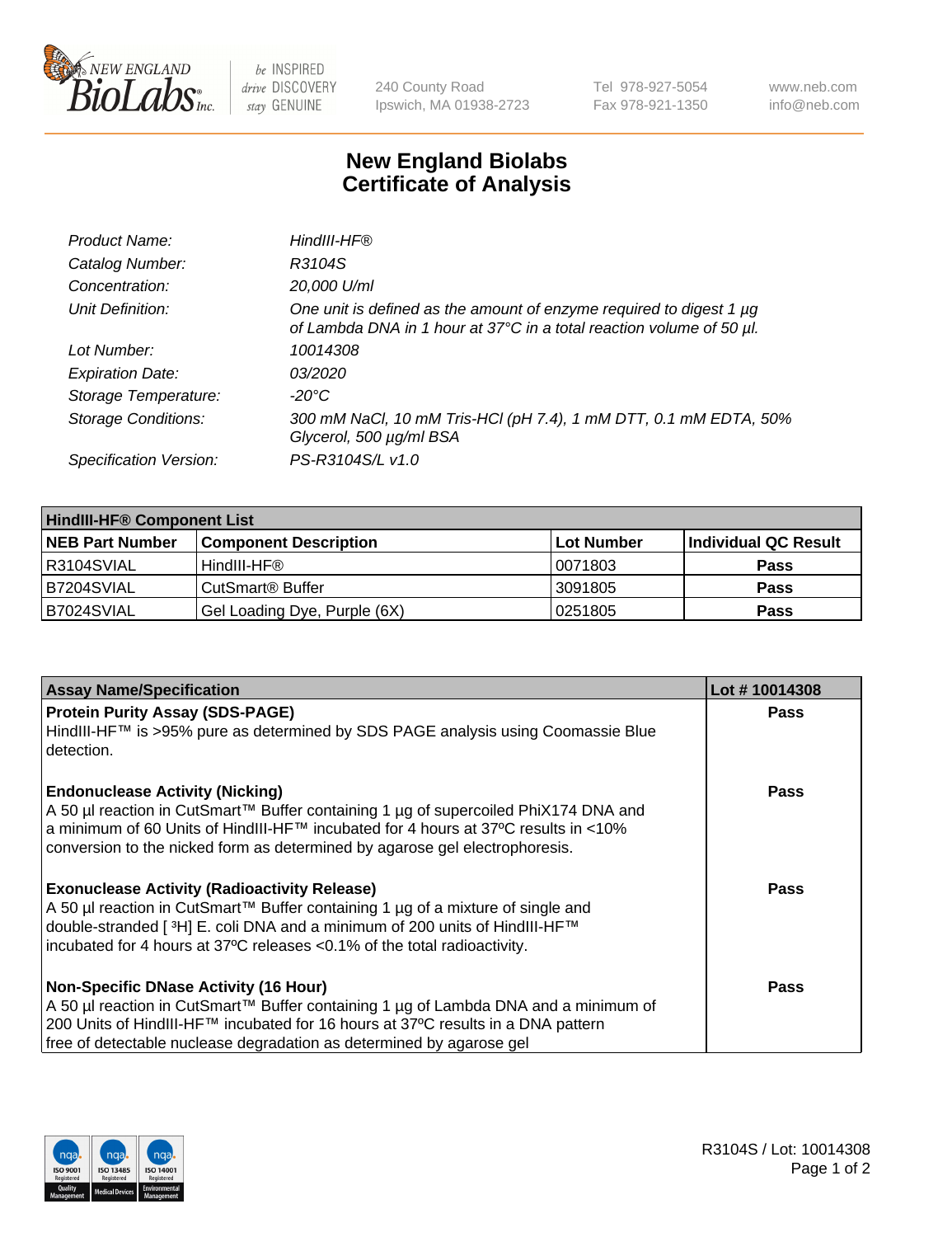# New England Biolabs
## Certificate of Analysis

| | |
|---|---|
| *Product Name:* | *HindIII-HF®* |
| *Catalog Number:* | *R3104S* |
| *Concentration:* | *20,000 U/ml* |
| *Unit Definition:* | *One unit is defined as the amount of enzyme required to digest 1 µg of Lambda DNA in 1 hour at 37°C in a total reaction volume of 50 µl.* |
| *Lot Number:* | *10014308* |
| *Expiration Date:* | *03/2020* |
| *Storage Temperature:* | *-20°C* |
| *Storage Conditions:* | *300 mM NaCl, 10 mM Tris-HCl (pH 7.4), 1 mM DTT, 0.1 mM EDTA, 50% Glycerol, 500 µg/ml BSA* |
| *Specification Version:* | *PS-R3104S/L v1.0* |

| **HindIII-HF® Component List** | | | |
|---|---|---|---|
| **NEB Part Number** | **Component Description** | **Lot Number** | **Individual QC Result** |
| R3104SVIAL | HindIII-HF® | 0071803 | **Pass** |
| B7204SVIAL | CutSmart® Buffer | 3091805 | **Pass** |
| B7024SVIAL | Gel Loading Dye, Purple (6X) | 0251805 | **Pass** |

| **Assay Name/Specification** | **Lot # 10014308** |
|---|---|
| **Protein Purity Assay (SDS-PAGE)** HindIII-HF™ is >95% pure as determined by SDS PAGE analysis using Coomassie Blue detection. | **Pass** |
| **Endonuclease Activity (Nicking)** A 50 µl reaction in CutSmart™ Buffer containing 1 µg of supercoiled PhiX174 DNA and a minimum of 60 Units of HindIII-HF™ incubated for 4 hours at 37ºC results in <10% conversion to the nicked form as determined by agarose gel electrophoresis. | **Pass** |
| **Exonuclease Activity (Radioactivity Release)** A 50 µl reaction in CutSmart™ Buffer containing 1 µg of a mixture of single and double-stranded [ $^3$H] E. coli DNA and a minimum of 200 units of HindIII-HF™ incubated for 4 hours at 37ºC releases <0.1% of the total radioactivity. | **Pass** |
| **Non-Specific DNase Activity (16 Hour)** A 50 µl reaction in CutSmart™ Buffer containing 1 µg of Lambda DNA and a minimum of 200 Units of HindIII-HF™ incubated for 16 hours at 37ºC results in a DNA pattern free of detectable nuclease degradation as determined by agarose gel | **Pass** |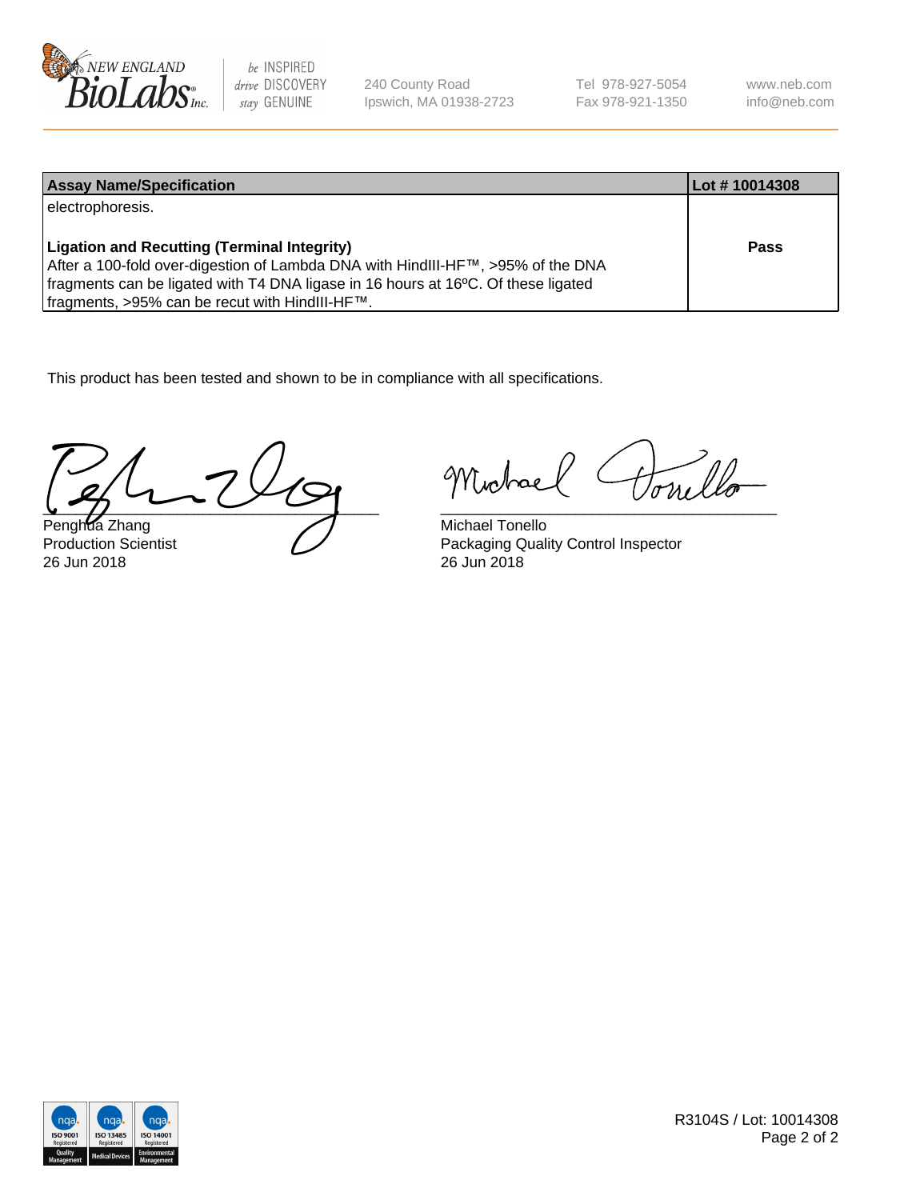| Assay Name/Specification | Lot # 10014308 |
|---|---|
| electrophoresis. | |
| **Ligation and Recutting (Terminal Integrity)**<br>After a 100-fold over-digestion of Lambda DNA with HindIII-HF™, >95% of the DNA fragments can be ligated with T4 DNA ligase in 16 hours at 16ºC. Of these ligated fragments, >95% can be recut with HindIII-HF™. | **Pass** |

This product has been tested and shown to be in compliance with all specifications.

Penghua Zhang
Production Scientist
26 Jun 2018

Michael Tonello
Packaging Quality Control Inspector
26 Jun 2018

R3104S / Lot: 10014308